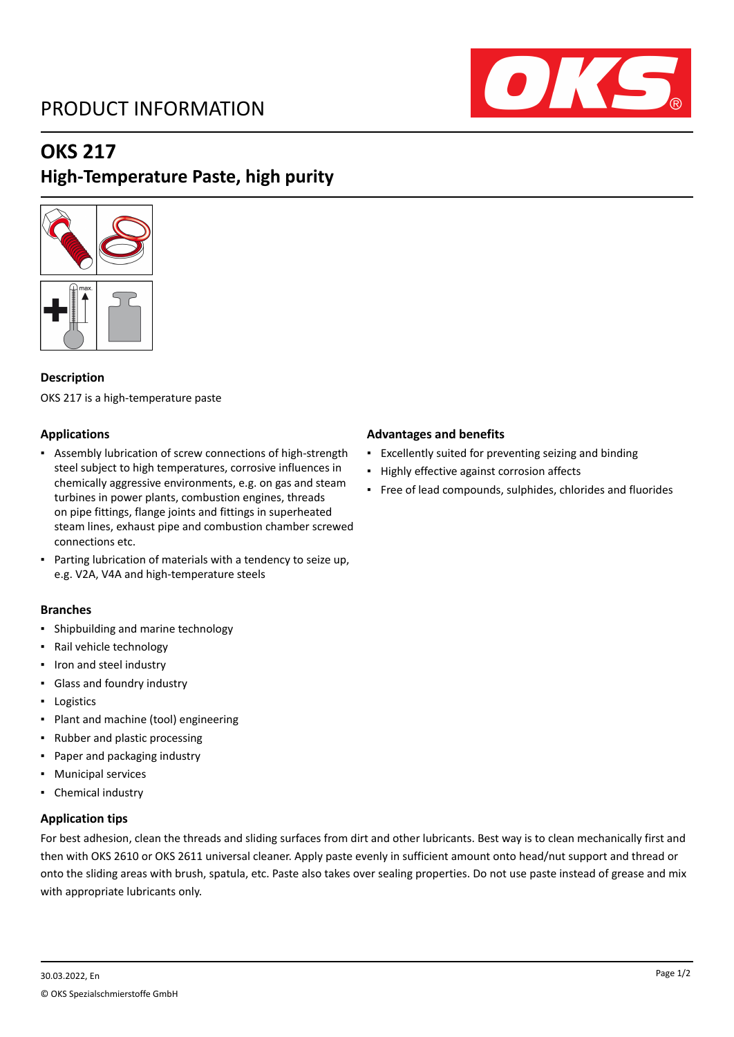# PRODUCT INFORMATION

## OKS 217

## High-Temperature Paste, high purity

### Description

OKS 217 is a high-temperature paste

### Applications

- Assembly lubrication of screw connections of high-strength steel subject to high temperatures, corrosive influences in chemically aggressive environments, e.g. on gas and steam turbines in power plants, combustion engines, threads on pipe fittings, flange joints and fittings in superheated steam lines, exhaust pipe and combustion chamber screwed connections etc.
- Parting lubrication of materials with a tendency to seize up, e.g. V2A, V4A and high-temperature steels

### Advantages and benefits

- Excellently suited for preventing seizing and binding
- Highly effective against corrosion affects
- Free of lead compounds, sulphides, chlorides and fluorides

### Branches

- Shipbuilding and marine technology
- Rail vehicle technology
- Iron and steel industry
- Glass and foundry industry
- Logistics
- Plant and machine (tool) engineering
- Rubber and plastic processing
- Paper and packaging industry
- Municipal services
- Chemical industry

### Application tips

For best adhesion, clean the threads and sliding surfaces from dirt and other lubricants. Best way is to clean mechanically first and then with OKS 2610 or OKS 2611 universal cleaner. Apply paste evenly in sufficient amount onto head/nut support and thread or onto the sliding areas with brush, spatula, etc. Paste also takes over sealing properties. Do not use paste instead of grease and mix with appropriate lubricants only.

30.03.2022, En

© OKS Spezialschmierstoffe GmbH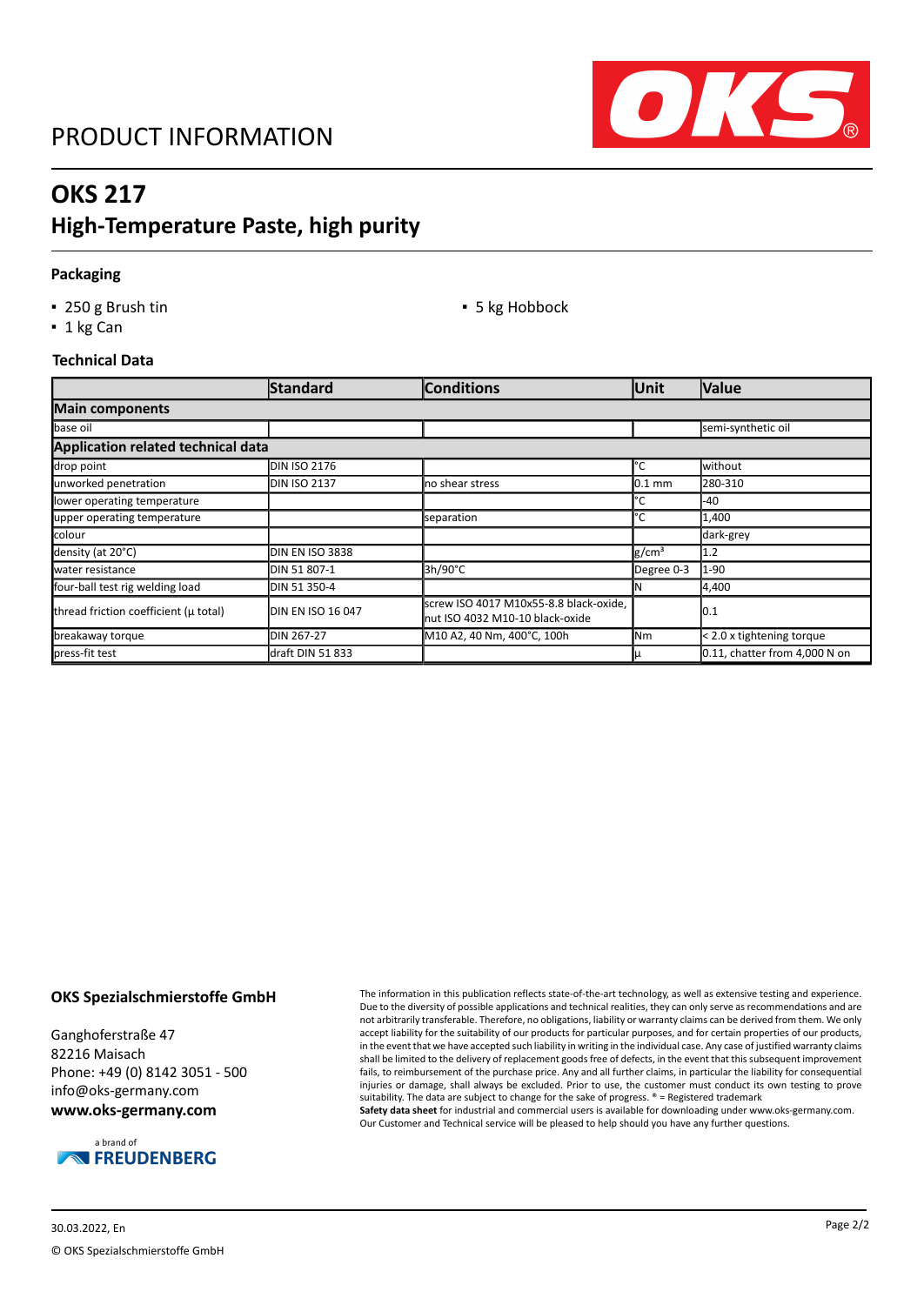# PRODUCT INFORMATION

## OKS 217

## High-Temperature Paste, high purity

### Packaging

- 250 g Brush tin
- 1 kg Can
- 5 kg Hobbock

### Technical Data

| | Standard | Conditions | Unit | Value |
|---|---|---|---|---|
| **Main components** | | | | |
| base oil | | | | semi-synthetic oil |
| **Application related technical data** | | | | |
| drop point | DIN ISO 2176 | | °C | without |
| unworked penetration | DIN ISO 2137 | no shear stress | 0.1 mm | 280-310 |
| lower operating temperature | | | °C | -40 |
| upper operating temperature | | separation | °C | 1,400 |
| colour | | | | dark-grey |
| density (at 20°C) | DIN EN ISO 3838 | | g/cm³ | 1.2 |
| water resistance | DIN 51 807-1 | 3h/90°C | Degree 0-3 | 1-90 |
| four-ball test rig welding load | DIN 51 350-4 | | N | 4,400 |
| thread friction coefficient (µ total) | DIN EN ISO 16 047 | screw ISO 4017 M10x55-8.8 black-oxide, nut ISO 4032 M10-10 black-oxide | | 0.1 |
| breakaway torque | DIN 267-27 | M10 A2, 40 Nm, 400°C, 100h | Nm | < 2.0 x tightening torque |
| press-fit test | draft DIN 51 833 | | µ | 0.11, chatter from 4,000 N on |

**OKS Spezialschmierstoffe GmbH**

Ganghoferstraße 47
82216 Maisach
Phone: +49 (0) 8142 3051 - 500
info@oks-germany.com
**www.oks-germany.com**

a brand of FREUDENBERG

The information in this publication reflects state-of-the-art technology, as well as extensive testing and experience. Due to the diversity of possible applications and technical realities, they can only serve as recommendations and are not arbitrarily transferable. Therefore, no obligations, liability or warranty claims can be derived from them. We only accept liability for the suitability of our products for particular purposes, and for certain properties of our products, in the event that we have accepted such liability in writing in the individual case. Any case of justified warranty claims shall be limited to the delivery of replacement goods free of defects, in the event that this subsequent improvement fails, to reimbursement of the purchase price. Any and all further claims, in particular the liability for consequential injuries or damage, shall always be excluded. Prior to use, the customer must conduct its own testing to prove suitability. The data are subject to change for the sake of progress. ® = Registered trademark

**Safety data sheet** for industrial and commercial users is available for downloading under www.oks-germany.com. Our Customer and Technical service will be pleased to help should you have any further questions.

30.03.2022, En

© OKS Spezialschmierstoffe GmbH